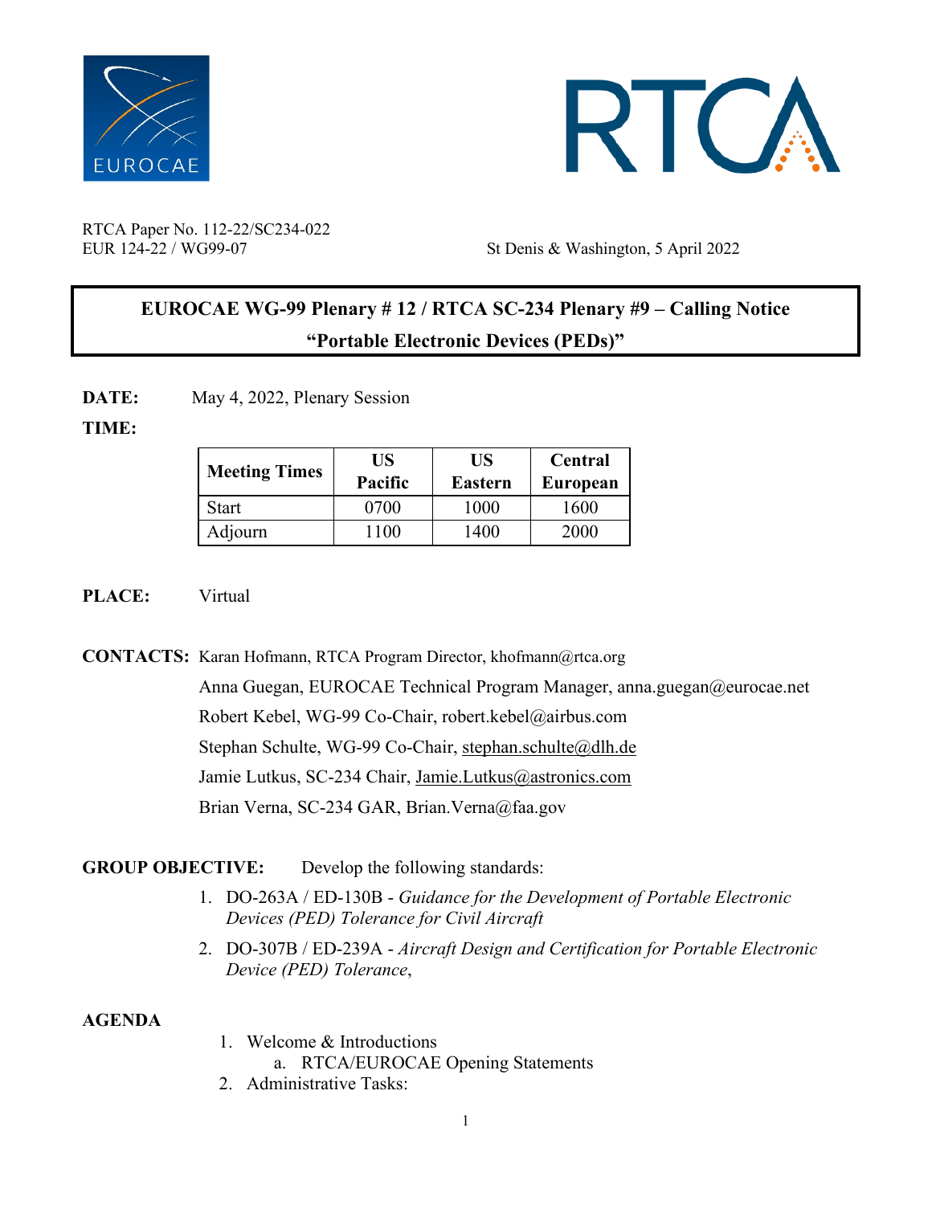RTCA Paper No. 112-22/SC234-022
EUR 124-22 / WG99-07

St Denis & Washington, 5 April 2022

# EUROCAE WG-99 Plenary # 12 / RTCA SC-234 Plenary #9 – Calling Notice
## "Portable Electronic Devices (PEDs)"

**DATE:** May 4, 2022, Plenary Session

**TIME:**

| Meeting Times | US Pacific | US Eastern | Central European |
|---|---|---|---|
| Start | 0700 | 1000 | 1600 |
| Adjourn | 1100 | 1400 | 2000 |

**PLACE:** Virtual

**CONTACTS:** Karan Hofmann, RTCA Program Director, khofmann@rtca.org
Anna Guegan, EUROCAE Technical Program Manager, anna.guegan@eurocae.net
Robert Kebel, WG-99 Co-Chair, robert.kebel@airbus.com
Stephan Schulte, WG-99 Co-Chair, stephan.schulte@dlh.de
Jamie Lutkus, SC-234 Chair, Jamie.Lutkus@astronics.com
Brian Verna, SC-234 GAR, Brian.Verna@faa.gov

**GROUP OBJECTIVE:** Develop the following standards:

1. DO-263A / ED-130B - *Guidance for the Development of Portable Electronic Devices (PED) Tolerance for Civil Aircraft*
2. DO-307B / ED-239A - *Aircraft Design and Certification for Portable Electronic Device (PED) Tolerance*,

**AGENDA**

1. Welcome & Introductions
   a. RTCA/EUROCAE Opening Statements
2. Administrative Tasks: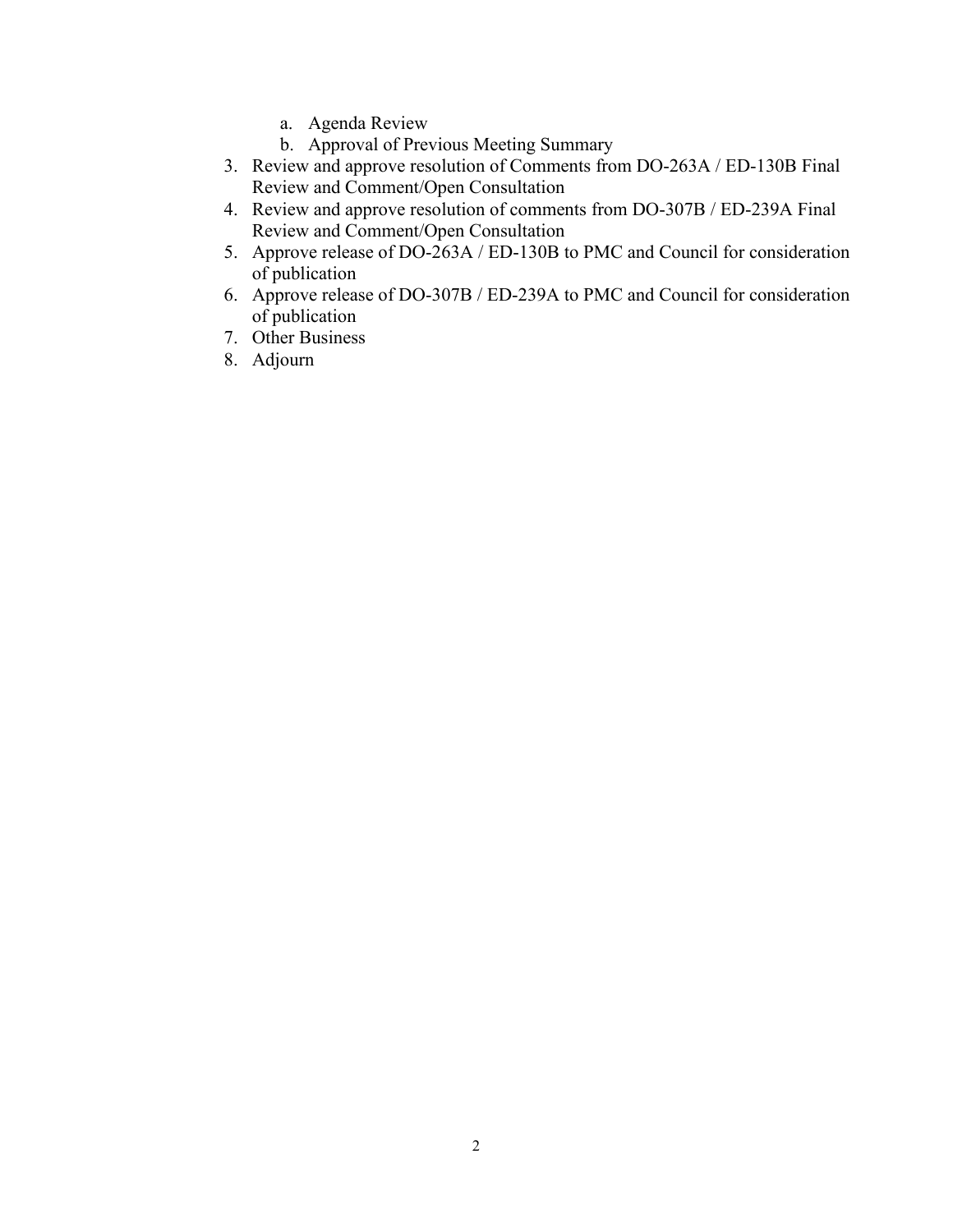a. Agenda Review
   b. Approval of Previous Meeting Summary
3. Review and approve resolution of Comments from DO-263A / ED-130B Final Review and Comment/Open Consultation
4. Review and approve resolution of comments from DO-307B / ED-239A Final Review and Comment/Open Consultation
5. Approve release of DO-263A / ED-130B to PMC and Council for consideration of publication
6. Approve release of DO-307B / ED-239A to PMC and Council for consideration of publication
7. Other Business
8. Adjourn